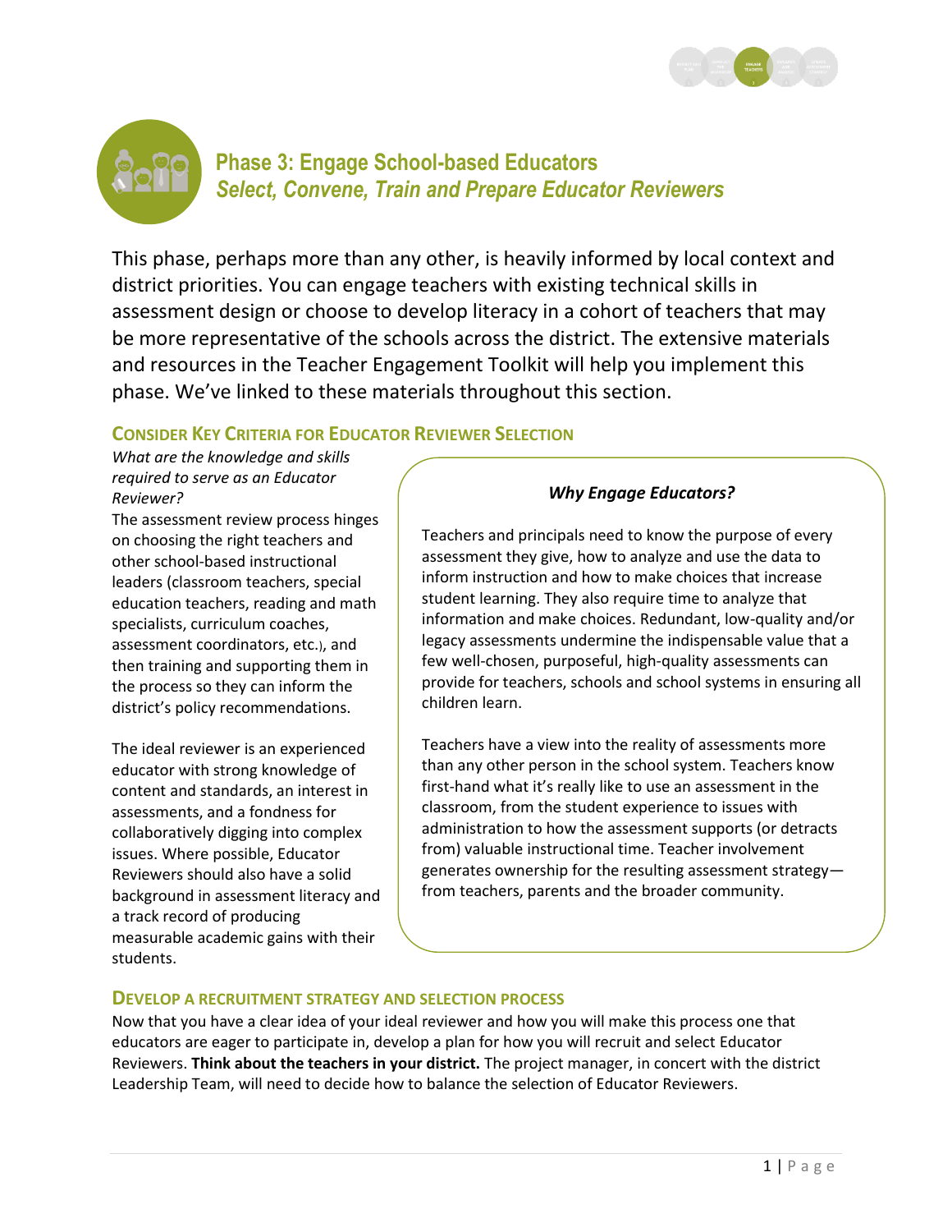# Phase 3: Engage School-based Educators
## *Select, Convene, Train and Prepare Educator Reviewers*

This phase, perhaps more than any other, is heavily informed by local context and district priorities. You can engage teachers with existing technical skills in assessment design or choose to develop literacy in a cohort of teachers that may be more representative of the schools across the district. The extensive materials and resources in the Teacher Engagement Toolkit will help you implement this phase. We've linked to these materials throughout this section.

### Consider Key Criteria for Educator Reviewer Selection

*What are the knowledge and skills required to serve as an Educator Reviewer?*

The assessment review process hinges on choosing the right teachers and other school-based instructional leaders (classroom teachers, special education teachers, reading and math specialists, curriculum coaches, assessment coordinators, etc.), and then training and supporting them in the process so they can inform the district's policy recommendations.

The ideal reviewer is an experienced educator with strong knowledge of content and standards, an interest in assessments, and a fondness for collaboratively digging into complex issues. Where possible, Educator Reviewers should also have a solid background in assessment literacy and a track record of producing measurable academic gains with their students.

> ***Why Engage Educators?***
>
> Teachers and principals need to know the purpose of every assessment they give, how to analyze and use the data to inform instruction and how to make choices that increase student learning. They also require time to analyze that information and make choices. Redundant, low-quality and/or legacy assessments undermine the indispensable value that a few well-chosen, purposeful, high-quality assessments can provide for teachers, schools and school systems in ensuring all children learn.
>
> Teachers have a view into the reality of assessments more than any other person in the school system. Teachers know first-hand what it's really like to use an assessment in the classroom, from the student experience to issues with administration to how the assessment supports (or detracts from) valuable instructional time. Teacher involvement generates ownership for the resulting assessment strategy—from teachers, parents and the broader community.

### Develop a Recruitment Strategy and Selection Process

Now that you have a clear idea of your ideal reviewer and how you will make this process one that educators are eager to participate in, develop a plan for how you will recruit and select Educator Reviewers. **Think about the teachers in your district.** The project manager, in concert with the district Leadership Team, will need to decide how to balance the selection of Educator Reviewers.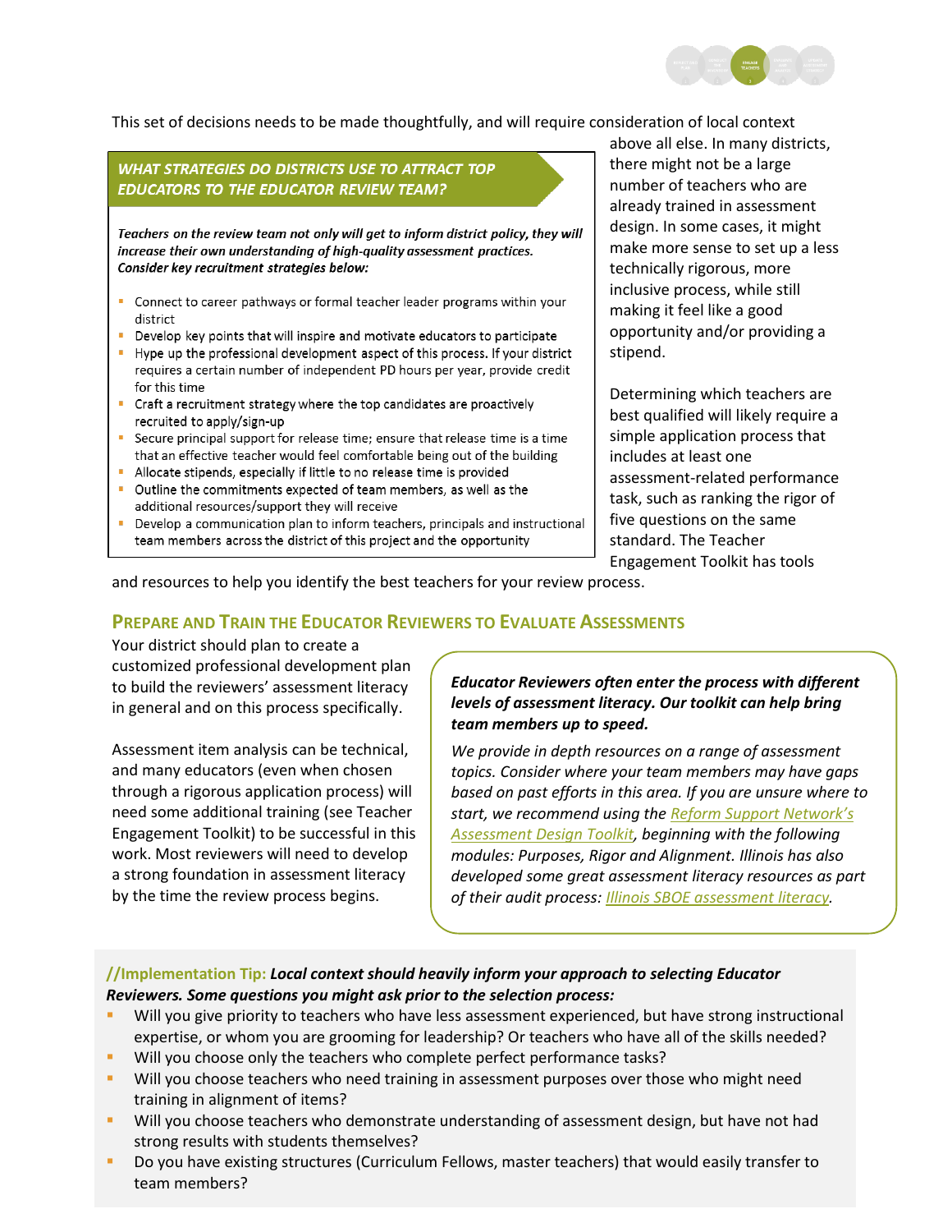This set of decisions needs to be made thoughtfully, and will require consideration of local context above all else. In many districts, there might not be a large number of teachers who are already trained in assessment design. In some cases, it might make more sense to set up a less technically rigorous, more inclusive process, while still making it feel like a good opportunity and/or providing a stipend.

> ***WHAT STRATEGIES DO DISTRICTS USE TO ATTRACT TOP EDUCATORS TO THE EDUCATOR REVIEW TEAM?***
>
> ***Teachers on the review team not only will get to inform district policy, they will increase their own understanding of high-quality assessment practices. Consider key recruitment strategies below:***
>
> - Connect to career pathways or formal teacher leader programs within your district
> - Develop key points that will inspire and motivate educators to participate
> - Hype up the professional development aspect of this process. If your district requires a certain number of independent PD hours per year, provide credit for this time
> - Craft a recruitment strategy where the top candidates are proactively recruited to apply/sign-up
> - Secure principal support for release time; ensure that release time is a time that an effective teacher would feel comfortable being out of the building
> - Allocate stipends, especially if little to no release time is provided
> - Outline the commitments expected of team members, as well as the additional resources/support they will receive
> - Develop a communication plan to inform teachers, principals and instructional team members across the district of this project and the opportunity

Determining which teachers are best qualified will likely require a simple application process that includes at least one assessment-related performance task, such as ranking the rigor of five questions on the same standard. The Teacher Engagement Toolkit has tools and resources to help you identify the best teachers for your review process.

## Prepare and Train the Educator Reviewers to Evaluate Assessments

Your district should plan to create a customized professional development plan to build the reviewers' assessment literacy in general and on this process specifically.

Assessment item analysis can be technical, and many educators (even when chosen through a rigorous application process) will need some additional training (see Teacher Engagement Toolkit) to be successful in this work. Most reviewers will need to develop a strong foundation in assessment literacy by the time the review process begins.

> ***Educator Reviewers often enter the process with different levels of assessment literacy. Our toolkit can help bring team members up to speed.***
>
> *We provide in depth resources on a range of assessment topics. Consider where your team members may have gaps based on past efforts in this area. If you are unsure where to start, we recommend using the Reform Support Network's Assessment Design Toolkit, beginning with the following modules: Purposes, Rigor and Alignment. Illinois has also developed some great assessment literacy resources as part of their audit process: Illinois SBOE assessment literacy.*

**//Implementation Tip:** ***Local context should heavily inform your approach to selecting Educator Reviewers. Some questions you might ask prior to the selection process:***

- Will you give priority to teachers who have less assessment experienced, but have strong instructional expertise, or whom you are grooming for leadership? Or teachers who have all of the skills needed?
- Will you choose only the teachers who complete perfect performance tasks?
- Will you choose teachers who need training in assessment purposes over those who might need training in alignment of items?
- Will you choose teachers who demonstrate understanding of assessment design, but have not had strong results with students themselves?
- Do you have existing structures (Curriculum Fellows, master teachers) that would easily transfer to team members?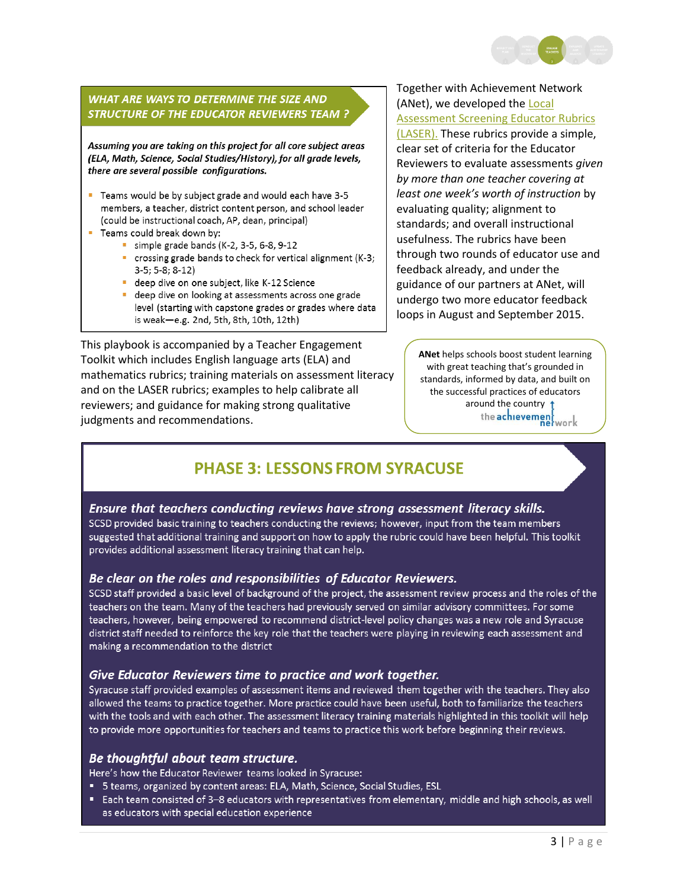## WHAT ARE WAYS TO DETERMINE THE SIZE AND STRUCTURE OF THE EDUCATOR REVIEWERS TEAM ?

***Assuming you are taking on this project for all core subject areas (ELA, Math, Science, Social Studies/History), for all grade levels, there are several possible configurations.***

- Teams would be by subject grade and would each have 3-5 members, a teacher, district content person, and school leader (could be instructional coach, AP, dean, principal)
- Teams could break down by:
  - simple grade bands (K-2, 3-5, 6-8, 9-12
  - crossing grade bands to check for vertical alignment (K-3; 3-5; 5-8; 8-12)
  - deep dive on one subject, like K-12 Science
  - deep dive on looking at assessments across one grade level (starting with capstone grades or grades where data is weak—e.g. 2nd, 5th, 8th, 10th, 12th)

This playbook is accompanied by a Teacher Engagement Toolkit which includes English language arts (ELA) and mathematics rubrics; training materials on assessment literacy and on the LASER rubrics; examples to help calibrate all reviewers; and guidance for making strong qualitative judgments and recommendations.

Together with Achievement Network (ANet), we developed the Local Assessment Screening Educator Rubrics (LASER). These rubrics provide a simple, clear set of criteria for the Educator Reviewers to evaluate assessments *given by more than one teacher covering at least one week's worth of instruction* by evaluating quality; alignment to standards; and overall instructional usefulness. The rubrics have been through two rounds of educator use and feedback already, and under the guidance of our partners at ANet, will undergo two more educator feedback loops in August and September 2015.

**ANet** helps schools boost student learning with great teaching that's grounded in standards, informed by data, and built on the successful practices of educators around the country

the achievement network

## PHASE 3: LESSONS FROM SYRACUSE

### *Ensure that teachers conducting reviews have strong assessment literacy skills.*

SCSD provided basic training to teachers conducting the reviews; however, input from the team members suggested that additional training and support on how to apply the rubric could have been helpful. This toolkit provides additional assessment literacy training that can help.

### *Be clear on the roles and responsibilities of Educator Reviewers.*

SCSD staff provided a basic level of background of the project, the assessment review process and the roles of the teachers on the team. Many of the teachers had previously served on similar advisory committees. For some teachers, however, being empowered to recommend district-level policy changes was a new role and Syracuse district staff needed to reinforce the key role that the teachers were playing in reviewing each assessment and making a recommendation to the district

### *Give Educator Reviewers time to practice and work together.*

Syracuse staff provided examples of assessment items and reviewed them together with the teachers. They also allowed the teams to practice together. More practice could have been useful, both to familiarize the teachers with the tools and with each other. The assessment literacy training materials highlighted in this toolkit will help to provide more opportunities for teachers and teams to practice this work before beginning their reviews.

### *Be thoughtful about team structure.*

Here's how the Educator Reviewer teams looked in Syracuse:

- 5 teams, organized by content areas: ELA, Math, Science, Social Studies, ESL
- Each team consisted of 3–8 educators with representatives from elementary, middle and high schools, as well as educators with special education experience